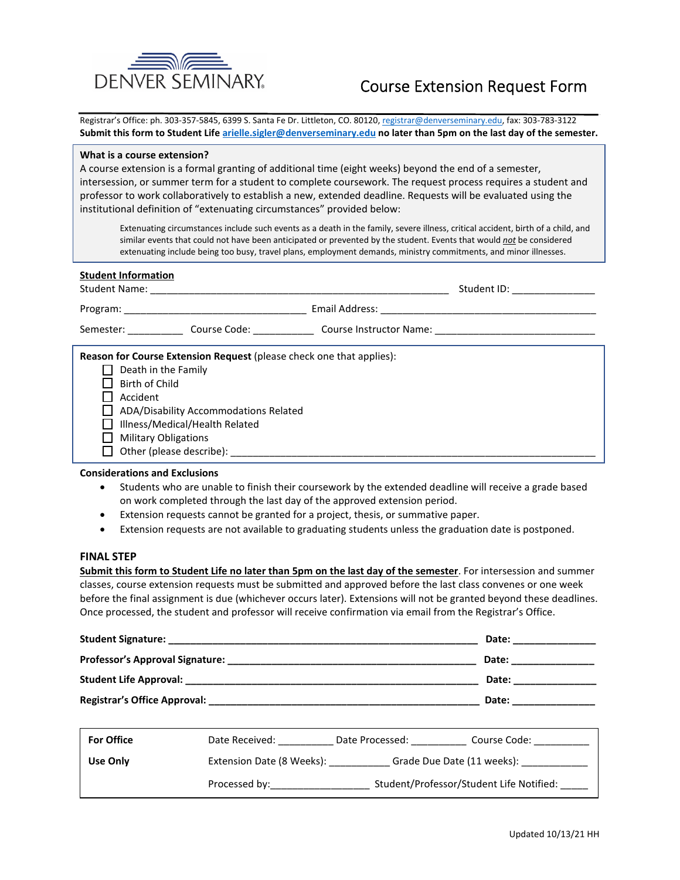DENVER SEMINARY

# Course Extension Request Form

Registrar's Office: ph. 303-357-5845, 6399 S. Santa Fe Dr. Littleton, CO. 80120, registrar@denverseminary.edu, fax: 303-783-3122

**Submit this form to Student Life arielle.sigler@denverseminary.edu no later than 5pm on the last day of the semester.**

**What is a course extension?**

A course extension is a formal granting of additional time (eight weeks) beyond the end of a semester, intersession, or summer term for a student to complete coursework. The request process requires a student and professor to work collaboratively to establish a new, extended deadline. Requests will be evaluated using the institutional definition of "extenuating circumstances" provided below:

> Extenuating circumstances include such events as a death in the family, severe illness, critical accident, birth of a child, and similar events that could not have been anticipated or prevented by the student. Events that would *not* be considered extenuating include being too busy, travel plans, employment demands, ministry commitments, and minor illnesses.

**Student Information**

Student Name: ______________________________________________________ Student ID: ______________

Program: _________________________________ Email Address: ________________________________________

Semester: __________ Course Code: ___________ Course Instructor Name: _____________________________

**Reason for Course Extension Request** (please check one that applies):

- ☐ Death in the Family
- ☐ Birth of Child
- ☐ Accident
- ☐ ADA/Disability Accommodations Related
- ☐ Illness/Medical/Health Related
- ☐ Military Obligations
- ☐ Other (please describe): ___________________________________________________________________

**Considerations and Exclusions**

- Students who are unable to finish their coursework by the extended deadline will receive a grade based on work completed through the last day of the approved extension period.
- Extension requests cannot be granted for a project, thesis, or summative paper.
- Extension requests are not available to graduating students unless the graduation date is postponed.

**FINAL STEP**

**Submit this form to Student Life no later than 5pm on the last day of the semester**. For intersession and summer classes, course extension requests must be submitted and approved before the last class convenes or one week before the final assignment is due (whichever occurs later). Extensions will not be granted beyond these deadlines. Once processed, the student and professor will receive confirmation via email from the Registrar's Office.

**Student Signature:** ________________________________________________________ **Date:** _______________

**Professor's Approval Signature:** _____________________________________________ **Date:** _______________

**Student Life Approval:** ____________________________________________________ **Date:** _______________

**Registrar's Office Approval:** _______________________________________________ **Date:** _______________

| **For Office Use Only** | Date Received: __________ Date Processed: __________ Course Code: __________ |
|---|---|
| | Extension Date (8 Weeks): ___________ Grade Due Date (11 weeks): ____________ |
| | Processed by:_________________ Student/Professor/Student Life Notified: _____ |

Updated 10/13/21 HH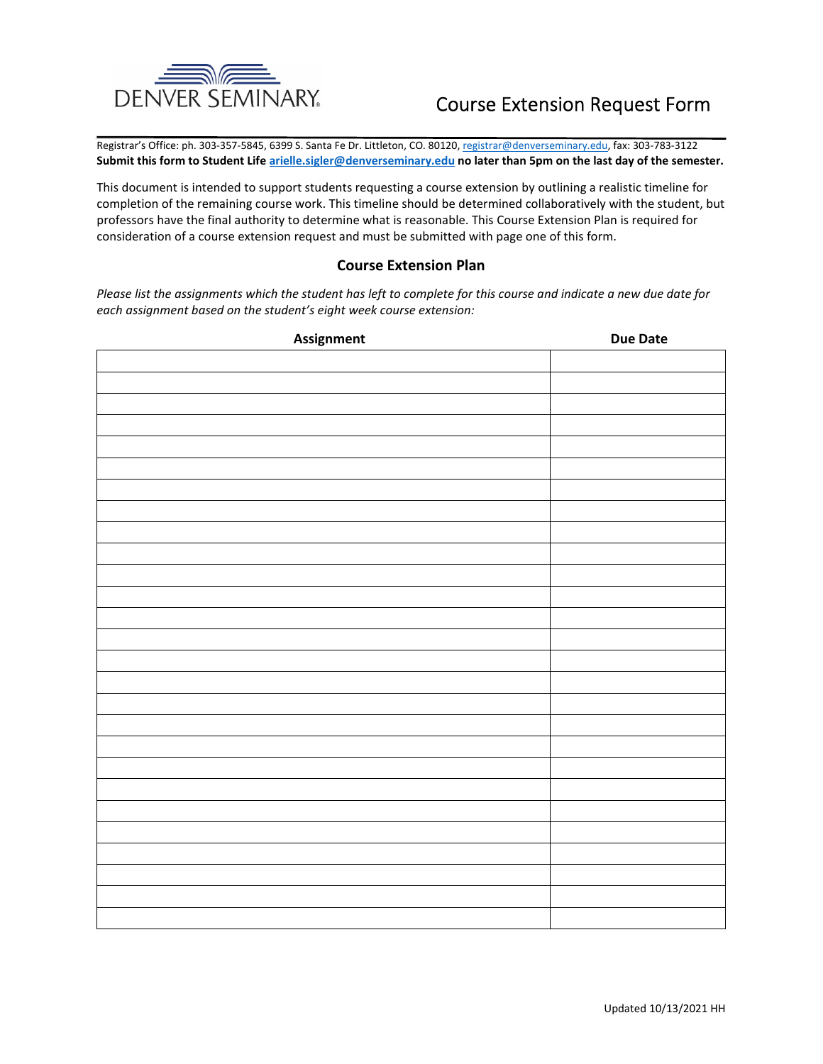DENVER SEMINARY

# Course Extension Request Form

Registrar's Office: ph. 303-357-5845, 6399 S. Santa Fe Dr. Littleton, CO. 80120, registrar@denverseminary.edu, fax: 303-783-3122
**Submit this form to Student Life arielle.sigler@denverseminary.edu no later than 5pm on the last day of the semester.**

This document is intended to support students requesting a course extension by outlining a realistic timeline for completion of the remaining course work. This timeline should be determined collaboratively with the student, but professors have the final authority to determine what is reasonable. This Course Extension Plan is required for consideration of a course extension request and must be submitted with page one of this form.

## Course Extension Plan

*Please list the assignments which the student has left to complete for this course and indicate a new due date for each assignment based on the student's eight week course extension:*

| Assignment | Due Date |
|---|---|
| | |
| | |
| | |
| | |
| | |
| | |
| | |
| | |
| | |
| | |
| | |
| | |
| | |
| | |
| | |
| | |
| | |
| | |
| | |
| | |
| | |
| | |
| | |
| | |
| | |
| | |
| | |

Updated 10/13/2021 HH